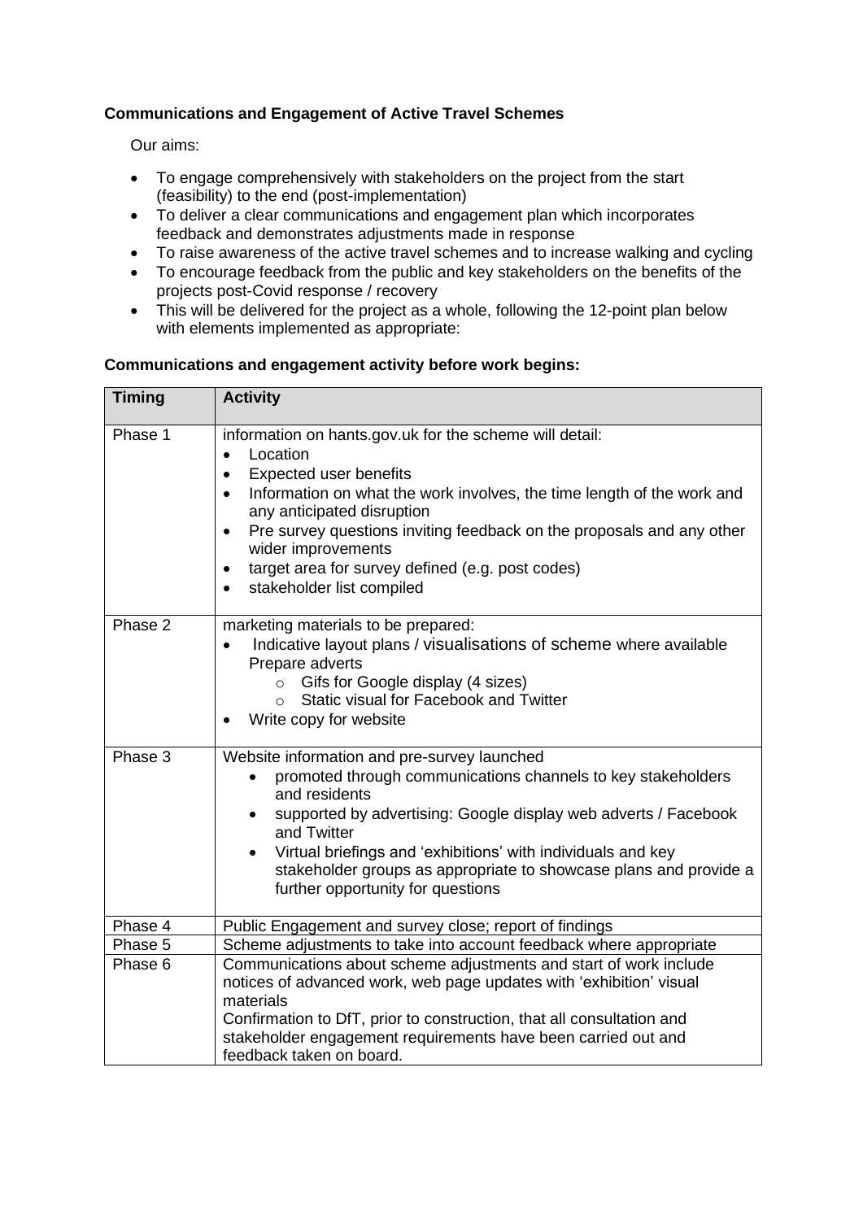**Communications and Engagement of Active Travel Schemes**

Our aims:

- To engage comprehensively with stakeholders on the project from the start (feasibility) to the end (post-implementation)
- To deliver a clear communications and engagement plan which incorporates feedback and demonstrates adjustments made in response
- To raise awareness of the active travel schemes and to increase walking and cycling
- To encourage feedback from the public and key stakeholders on the benefits of the projects post-Covid response / recovery
- This will be delivered for the project as a whole, following the 12-point plan below with elements implemented as appropriate:

**Communications and engagement activity before work begins:**

| Timing | Activity |
|---|---|
| Phase 1 | information on hants.gov.uk for the scheme will detail:<br>• Location<br>• Expected user benefits<br>• Information on what the work involves, the time length of the work and any anticipated disruption<br>• Pre survey questions inviting feedback on the proposals and any other wider improvements<br>• target area for survey defined (e.g. post codes)<br>• stakeholder list compiled |
| Phase 2 | marketing materials to be prepared:<br>• Indicative layout plans / visualisations of scheme where available<br>Prepare adverts<br>◦ Gifs for Google display (4 sizes)<br>◦ Static visual for Facebook and Twitter<br>• Write copy for website |
| Phase 3 | Website information and pre-survey launched<br>• promoted through communications channels to key stakeholders and residents<br>• supported by advertising: Google display web adverts / Facebook and Twitter<br>• Virtual briefings and 'exhibitions' with individuals and key stakeholder groups as appropriate to showcase plans and provide a further opportunity for questions |
| Phase 4 | Public Engagement and survey close; report of findings |
| Phase 5 | Scheme adjustments to take into account feedback where appropriate |
| Phase 6 | Communications about scheme adjustments and start of work include notices of advanced work, web page updates with 'exhibition' visual materials<br>Confirmation to DfT, prior to construction, that all consultation and stakeholder engagement requirements have been carried out and feedback taken on board. |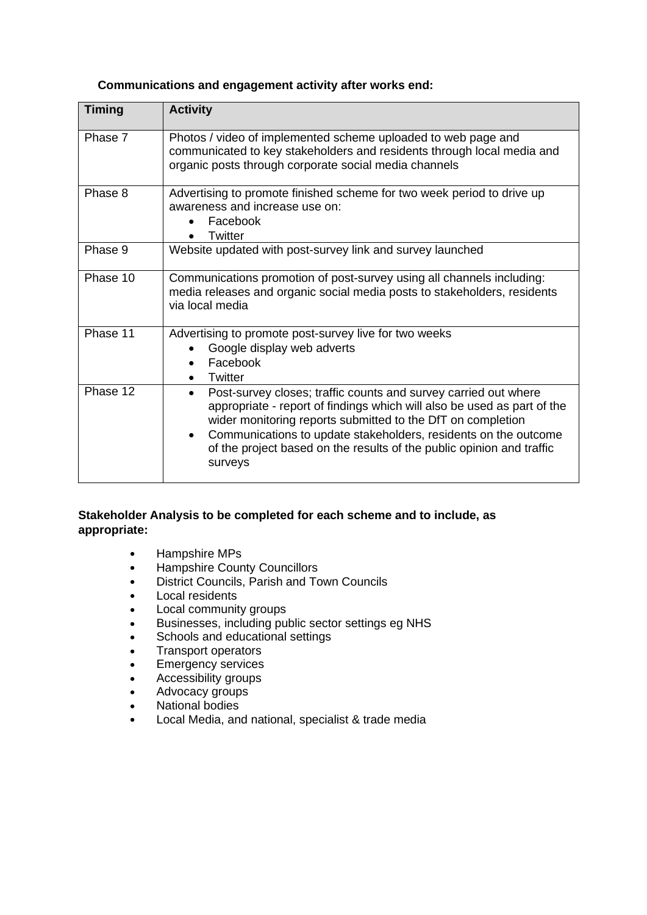**Communications and engagement activity after works end:**

| Timing | Activity |
| --- | --- |
| Phase 7 | Photos / video of implemented scheme uploaded to web page and communicated to key stakeholders and residents through local media and organic posts through corporate social media channels |
| Phase 8 | Advertising to promote finished scheme for two week period to drive up awareness and increase use on:<br>• Facebook<br>• Twitter |
| Phase 9 | Website updated with post-survey link and survey launched |
| Phase 10 | Communications promotion of post-survey using all channels including: media releases and organic social media posts to stakeholders, residents via local media |
| Phase 11 | Advertising to promote post-survey live for two weeks<br>• Google display web adverts<br>• Facebook<br>• Twitter |
| Phase 12 | • Post-survey closes; traffic counts and survey carried out where appropriate - report of findings which will also be used as part of the wider monitoring reports submitted to the DfT on completion<br>• Communications to update stakeholders, residents on the outcome of the project based on the results of the public opinion and traffic surveys |

**Stakeholder Analysis to be completed for each scheme and to include, as appropriate:**

- Hampshire MPs
- Hampshire County Councillors
- District Councils, Parish and Town Councils
- Local residents
- Local community groups
- Businesses, including public sector settings eg NHS
- Schools and educational settings
- Transport operators
- Emergency services
- Accessibility groups
- Advocacy groups
- National bodies
- Local Media, and national, specialist & trade media